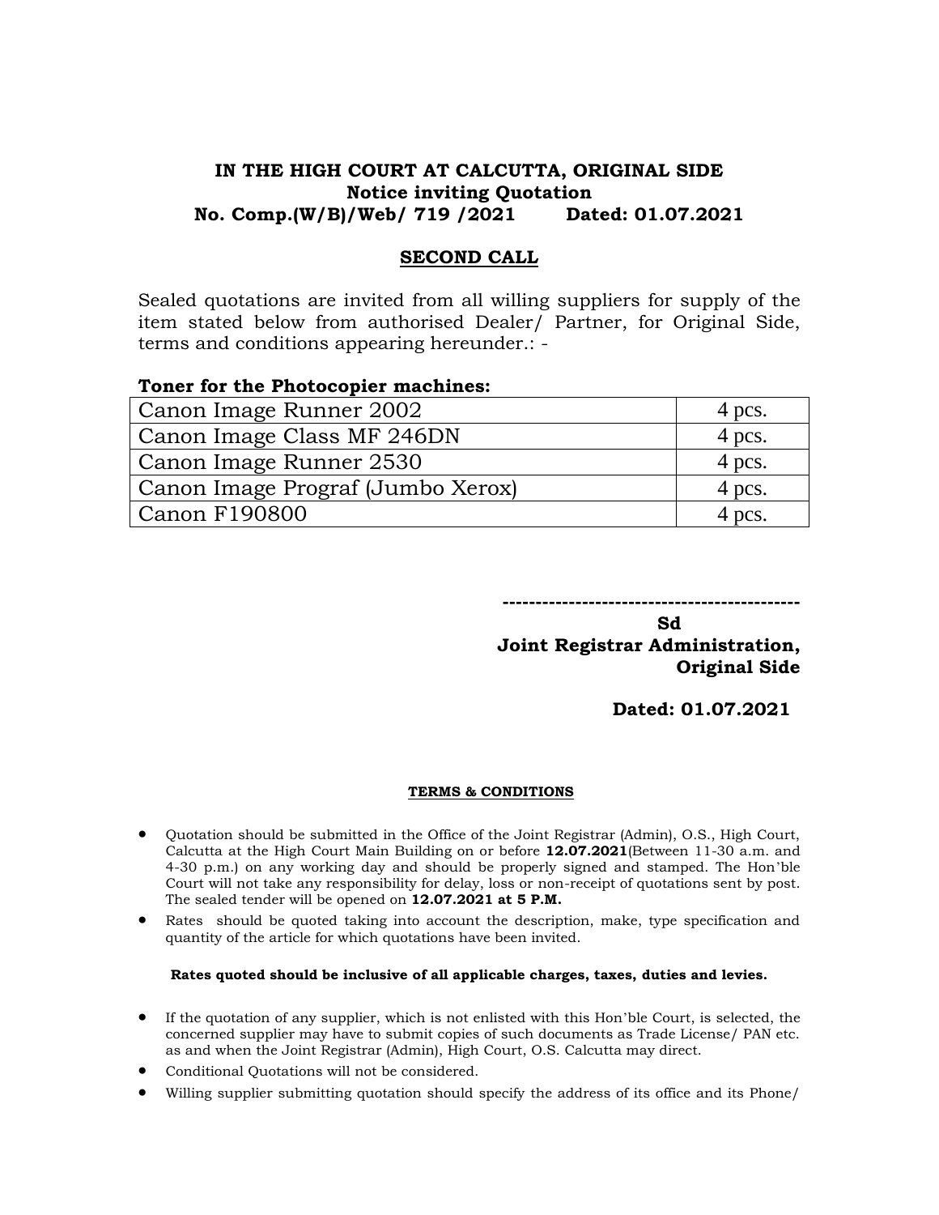# IN THE HIGH COURT AT CALCUTTA, ORIGINAL SIDE

**Notice inviting Quotation**

**No. Comp.(W/B)/Web/ 719 /2021 Dated: 01.07.2021**

## SECOND CALL

Sealed quotations are invited from all willing suppliers for supply of the item stated below from authorised Dealer/ Partner, for Original Side, terms and conditions appearing hereunder.: -

**Toner for the Photocopier machines:**

| Item | Quantity |
|---|---|
| Canon Image Runner 2002 | 4 pcs. |
| Canon Image Class MF 246DN | 4 pcs. |
| Canon Image Runner 2530 | 4 pcs. |
| Canon Image Prograf (Jumbo Xerox) | 4 pcs. |
| Canon F190800 | 4 pcs. |

--------------------------------------------

**Sd**

**Joint Registrar Administration,**
**Original Side**

**Dated: 01.07.2021**

**TERMS & CONDITIONS**

- Quotation should be submitted in the Office of the Joint Registrar (Admin), O.S., High Court, Calcutta at the High Court Main Building on or before **12.07.2021**(Between 11-30 a.m. and 4-30 p.m.) on any working day and should be properly signed and stamped. The Hon'ble Court will not take any responsibility for delay, loss or non-receipt of quotations sent by post. The sealed tender will be opened on **12.07.2021 at 5 P.M.**
- Rates should be quoted taking into account the description, make, type specification and quantity of the article for which quotations have been invited.

**Rates quoted should be inclusive of all applicable charges, taxes, duties and levies.**

- If the quotation of any supplier, which is not enlisted with this Hon'ble Court, is selected, the concerned supplier may have to submit copies of such documents as Trade License/ PAN etc. as and when the Joint Registrar (Admin), High Court, O.S. Calcutta may direct.
- Conditional Quotations will not be considered.
- Willing supplier submitting quotation should specify the address of its office and its Phone/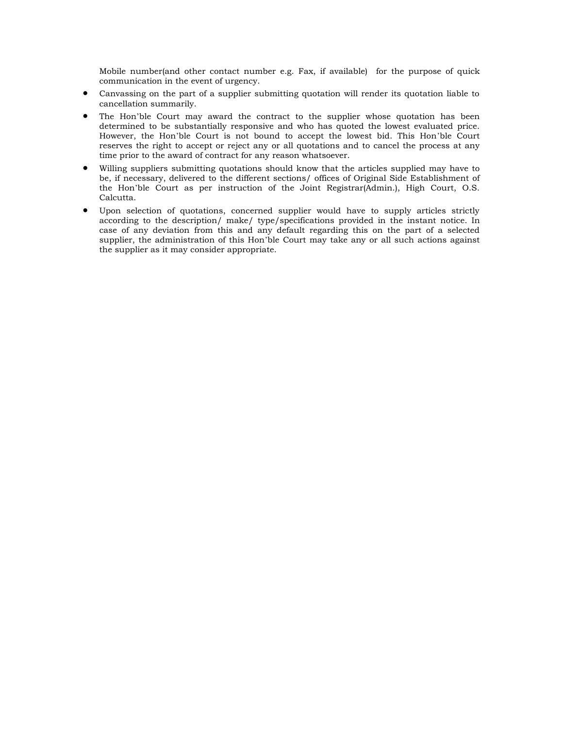Mobile number(and other contact number e.g. Fax, if available) for the purpose of quick communication in the event of urgency.

- Canvassing on the part of a supplier submitting quotation will render its quotation liable to cancellation summarily.
- The Hon'ble Court may award the contract to the supplier whose quotation has been determined to be substantially responsive and who has quoted the lowest evaluated price. However, the Hon'ble Court is not bound to accept the lowest bid. This Hon'ble Court reserves the right to accept or reject any or all quotations and to cancel the process at any time prior to the award of contract for any reason whatsoever.
- Willing suppliers submitting quotations should know that the articles supplied may have to be, if necessary, delivered to the different sections/ offices of Original Side Establishment of the Hon'ble Court as per instruction of the Joint Registrar(Admin.), High Court, O.S. Calcutta.
- Upon selection of quotations, concerned supplier would have to supply articles strictly according to the description/ make/ type/specifications provided in the instant notice. In case of any deviation from this and any default regarding this on the part of a selected supplier, the administration of this Hon'ble Court may take any or all such actions against the supplier as it may consider appropriate.